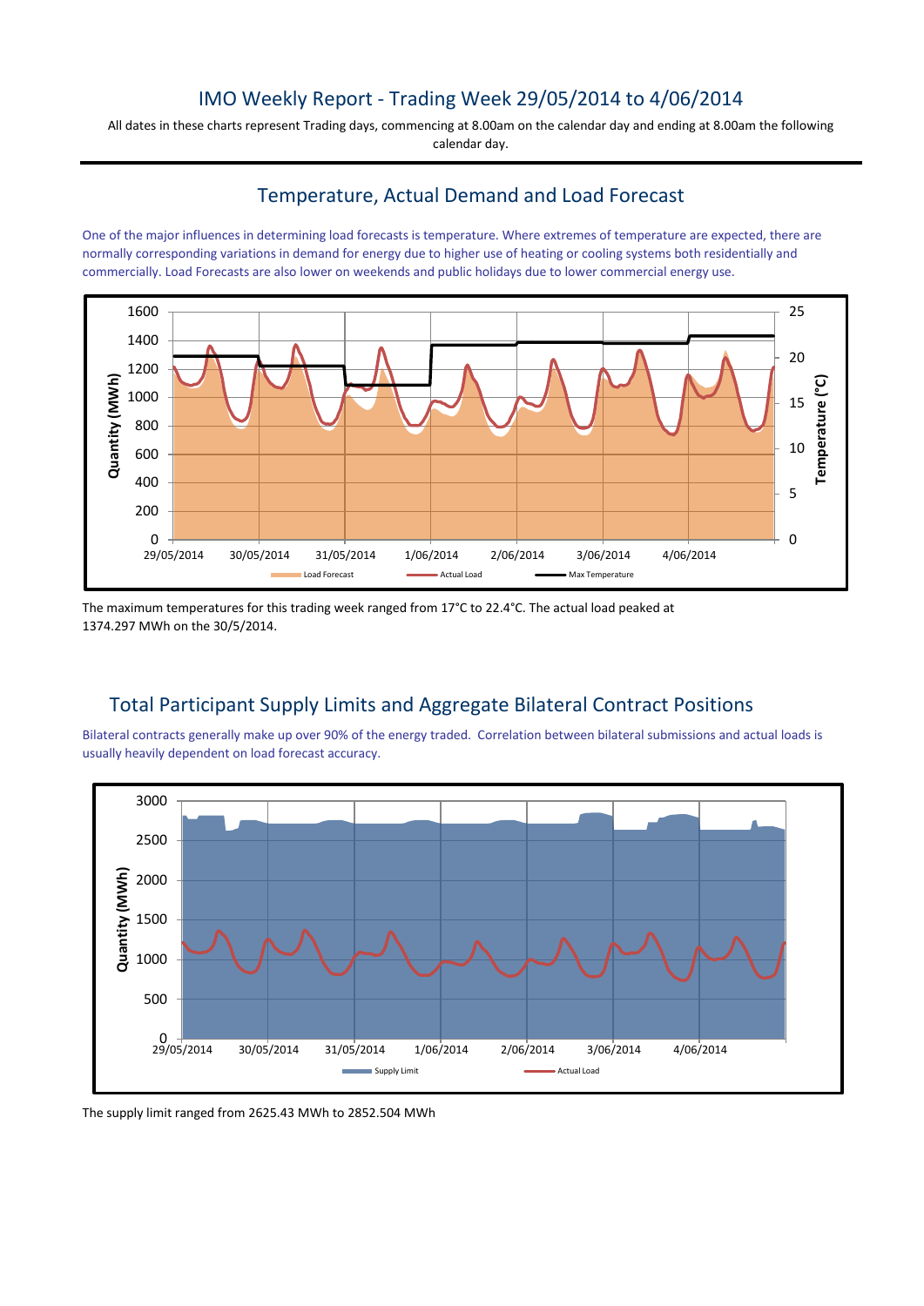# IMO Weekly Report - Trading Week 29/05/2014 to 4/06/2014

All dates in these charts represent Trading days, commencing at 8.00am on the calendar day and ending at 8.00am the following calendar day.

## Temperature, Actual Demand and Load Forecast

One of the major influences in determining load forecasts is temperature. Where extremes of temperature are expected, there are normally corresponding variations in demand for energy due to higher use of heating or cooling systems both residentially and commercially. Load Forecasts are also lower on weekends and public holidays due to lower commercial energy use.

The maximum temperatures for this trading week ranged from 17°C to 22.4°C. The actual load peaked at 1374.297 MWh on the 30/5/2014.

## Total Participant Supply Limits and Aggregate Bilateral Contract Positions

Bilateral contracts generally make up over 90% of the energy traded. Correlation between bilateral submissions and actual loads is usually heavily dependent on load forecast accuracy.

The supply limit ranged from 2625.43 MWh to 2852.504 MWh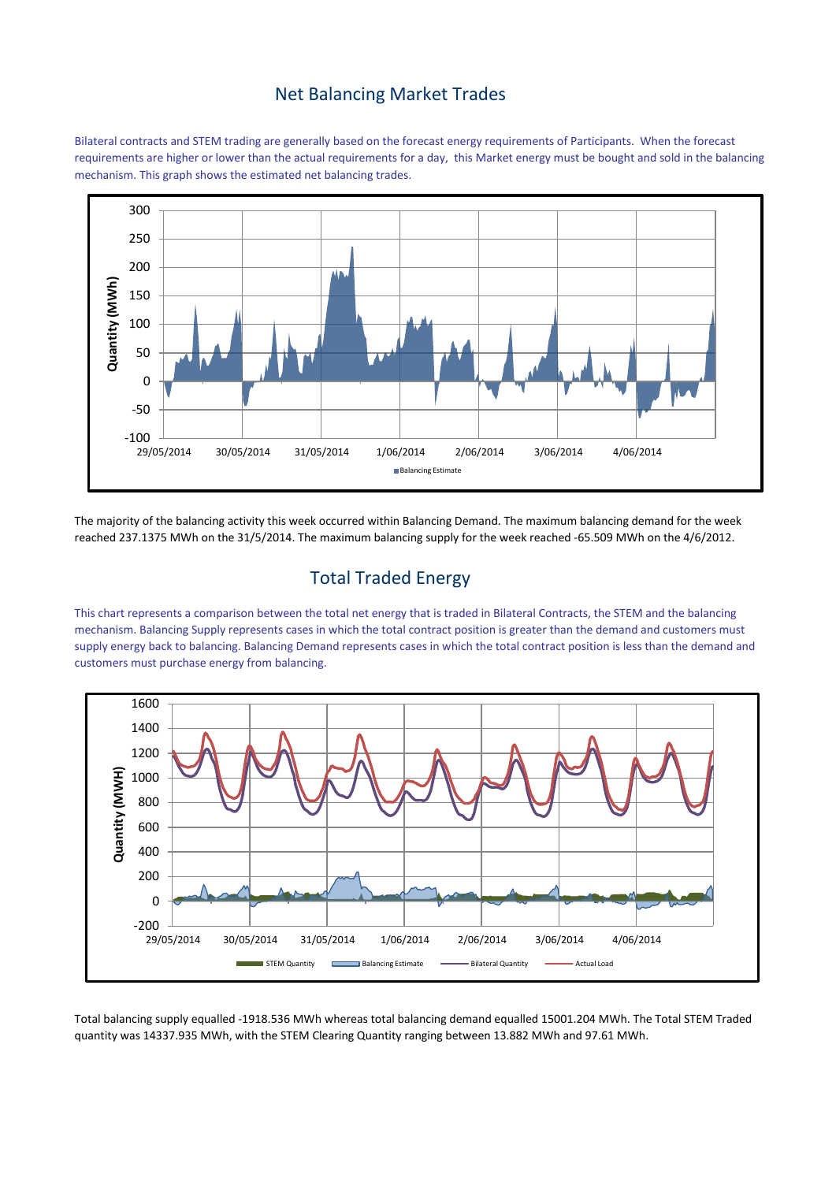## Net Balancing Market Trades

Bilateral contracts and STEM trading are generally based on the forecast energy requirements of Participants. When the forecast requirements are higher or lower than the actual requirements for a day, this Market energy must be bought and sold in the balancing mechanism. This graph shows the estimated net balancing trades.

The majority of the balancing activity this week occurred within Balancing Demand. The maximum balancing demand for the week reached 237.1375 MWh on the 31/5/2014. The maximum balancing supply for the week reached -65.509 MWh on the 4/6/2012.

## Total Traded Energy

This chart represents a comparison between the total net energy that is traded in Bilateral Contracts, the STEM and the balancing mechanism. Balancing Supply represents cases in which the total contract position is greater than the demand and customers must supply energy back to balancing. Balancing Demand represents cases in which the total contract position is less than the demand and customers must purchase energy from balancing.

Total balancing supply equalled -1918.536 MWh whereas total balancing demand equalled 15001.204 MWh. The Total STEM Traded quantity was 14337.935 MWh, with the STEM Clearing Quantity ranging between 13.882 MWh and 97.61 MWh.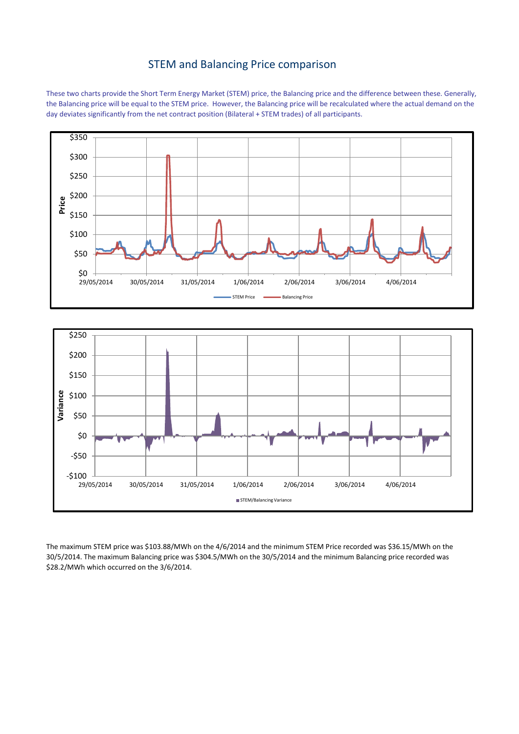# STEM and Balancing Price comparison

These two charts provide the Short Term Energy Market (STEM) price, the Balancing price and the difference between these. Generally, the Balancing price will be equal to the STEM price. However, the Balancing price will be recalculated where the actual demand on the day deviates significantly from the net contract position (Bilateral + STEM trades) of all participants.

Price

$350
$300
$250
$200
$150
$100
$50
$0

29/05/2014 30/05/2014 31/05/2014 1/06/2014 2/06/2014 3/06/2014 4/06/2014

STEM Price Balancing Price

Variance

$250
$200
$150
$100
$50
$0
-$50
-$100

29/05/2014 30/05/2014 31/05/2014 1/06/2014 2/06/2014 3/06/2014 4/06/2014

STEM/Balancing Variance

The maximum STEM price was $103.88/MWh on the 4/6/2014 and the minimum STEM Price recorded was $36.15/MWh on the 30/5/2014. The maximum Balancing price was $304.5/MWh on the 30/5/2014 and the minimum Balancing price recorded was $28.2/MWh which occurred on the 3/6/2014.